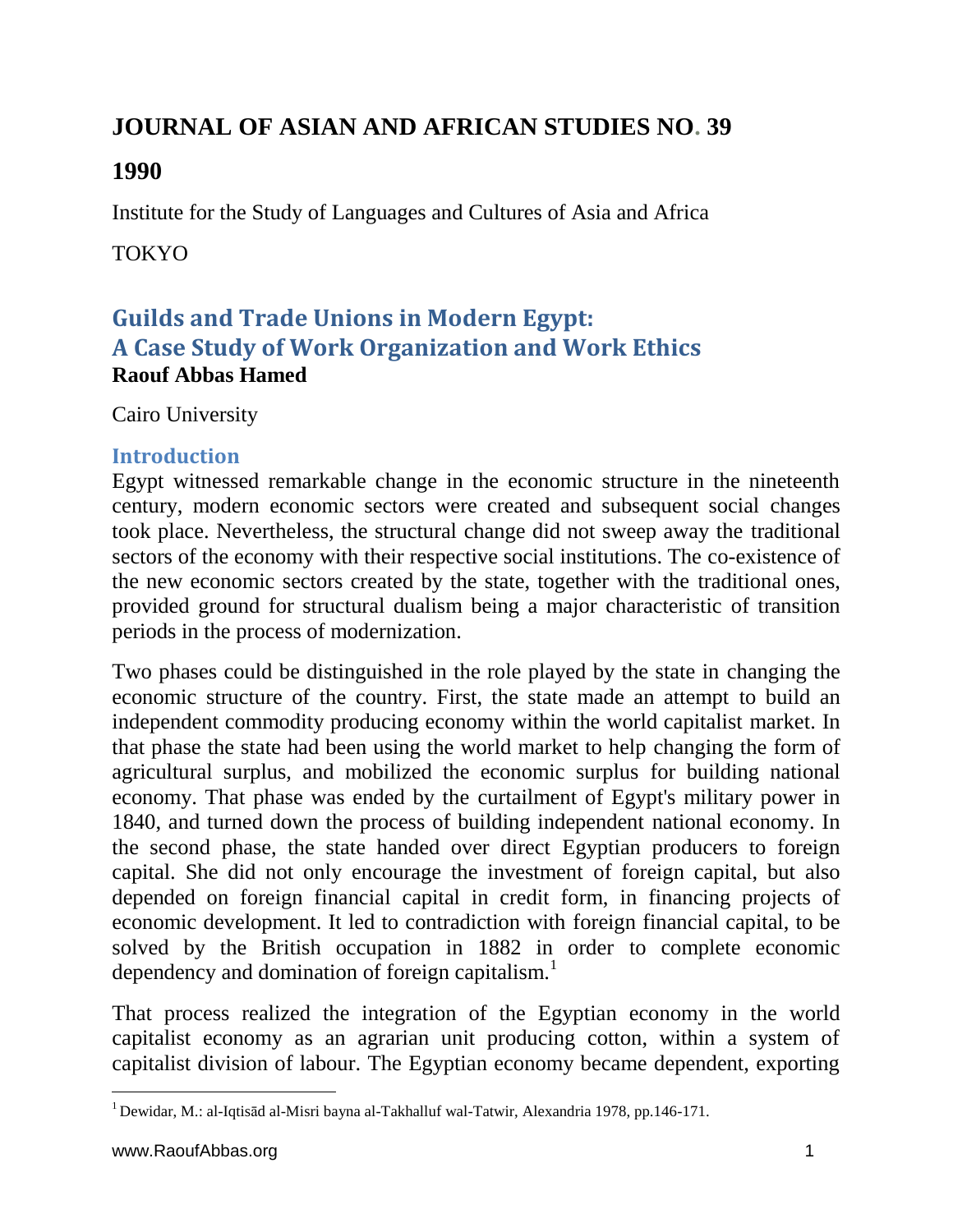# JOURNAL OF ASIAN AND AFRICAN STUDIES NO. 39

## 1990

Institute for the Study of Languages and Cultures of Asia and Africa

TOKYO

## Guilds and Trade Unions in Modern Egypt: A Case Study of Work Organization and Work Ethics

**Raouf Abbas Hamed**

Cairo University

### Introduction

Egypt witnessed remarkable change in the economic structure in the nineteenth century, modern economic sectors were created and subsequent social changes took place. Nevertheless, the structural change did not sweep away the traditional sectors of the economy with their respective social institutions. The co-existence of the new economic sectors created by the state, together with the traditional ones, provided ground for structural dualism being a major characteristic of transition periods in the process of modernization.

Two phases could be distinguished in the role played by the state in changing the economic structure of the country. First, the state made an attempt to build an independent commodity producing economy within the world capitalist market. In that phase the state had been using the world market to help changing the form of agricultural surplus, and mobilized the economic surplus for building national economy. That phase was ended by the curtailment of Egypt's military power in 1840, and turned down the process of building independent national economy. In the second phase, the state handed over direct Egyptian producers to foreign capital. She did not only encourage the investment of foreign capital, but also depended on foreign financial capital in credit form, in financing projects of economic development. It led to contradiction with foreign financial capital, to be solved by the British occupation in 1882 in order to complete economic dependency and domination of foreign capitalism.[1]

That process realized the integration of the Egyptian economy in the world capitalist economy as an agrarian unit producing cotton, within a system of capitalist division of labour. The Egyptian economy became dependent, exporting

[1] Dewidar, M.: al-Iqtisād al-Misri bayna al-Takhalluf wal-Tatwir, Alexandria 1978, pp.146-171.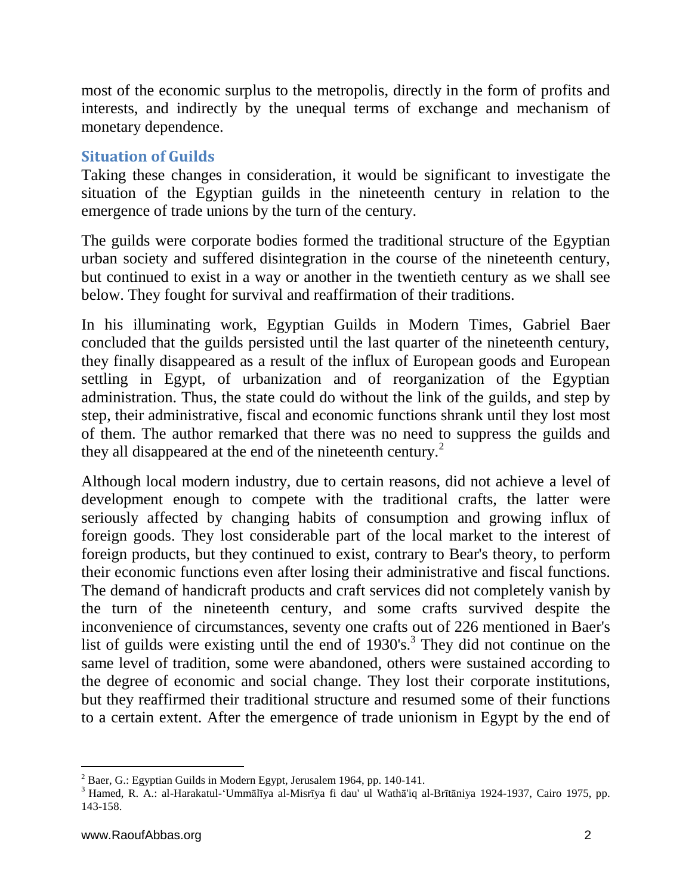most of the economic surplus to the metropolis, directly in the form of profits and interests, and indirectly by the unequal terms of exchange and mechanism of monetary dependence.

## Situation of Guilds

Taking these changes in consideration, it would be significant to investigate the situation of the Egyptian guilds in the nineteenth century in relation to the emergence of trade unions by the turn of the century.

The guilds were corporate bodies formed the traditional structure of the Egyptian urban society and suffered disintegration in the course of the nineteenth century, but continued to exist in a way or another in the twentieth century as we shall see below. They fought for survival and reaffirmation of their traditions.

In his illuminating work, Egyptian Guilds in Modern Times, Gabriel Baer concluded that the guilds persisted until the last quarter of the nineteenth century, they finally disappeared as a result of the influx of European goods and European settling in Egypt, of urbanization and of reorganization of the Egyptian administration. Thus, the state could do without the link of the guilds, and step by step, their administrative, fiscal and economic functions shrank until they lost most of them. The author remarked that there was no need to suppress the guilds and they all disappeared at the end of the nineteenth century.[2]

Although local modern industry, due to certain reasons, did not achieve a level of development enough to compete with the traditional crafts, the latter were seriously affected by changing habits of consumption and growing influx of foreign goods. They lost considerable part of the local market to the interest of foreign products, but they continued to exist, contrary to Bear's theory, to perform their economic functions even after losing their administrative and fiscal functions. The demand of handicraft products and craft services did not completely vanish by the turn of the nineteenth century, and some crafts survived despite the inconvenience of circumstances, seventy one crafts out of 226 mentioned in Baer's list of guilds were existing until the end of 1930's.[3] They did not continue on the same level of tradition, some were abandoned, others were sustained according to the degree of economic and social change. They lost their corporate institutions, but they reaffirmed their traditional structure and resumed some of their functions to a certain extent. After the emergence of trade unionism in Egypt by the end of

---

[2] Baer, G.: Egyptian Guilds in Modern Egypt, Jerusalem 1964, pp. 140-141.

[3] Hamed, R. A.: al-Harakatul-'Ummālīya al-Misrīya fi dau' ul Wathā'iq al-Brītāniya 1924-1937, Cairo 1975, pp. 143-158.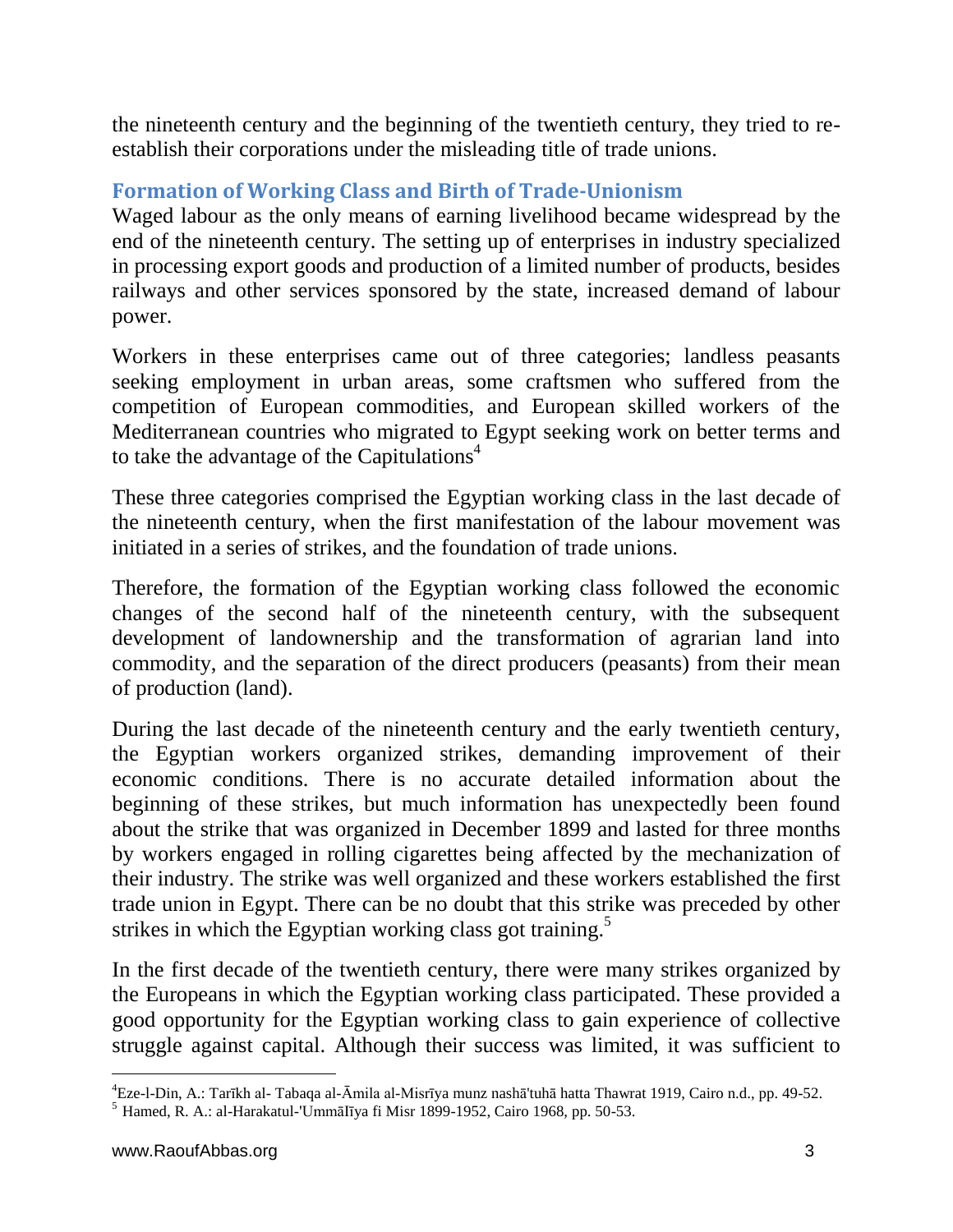the nineteenth century and the beginning of the twentieth century, they tried to re-establish their corporations under the misleading title of trade unions.

## Formation of Working Class and Birth of Trade-Unionism

Waged labour as the only means of earning livelihood became widespread by the end of the nineteenth century. The setting up of enterprises in industry specialized in processing export goods and production of a limited number of products, besides railways and other services sponsored by the state, increased demand of labour power.

Workers in these enterprises came out of three categories; landless peasants seeking employment in urban areas, some craftsmen who suffered from the competition of European commodities, and European skilled workers of the Mediterranean countries who migrated to Egypt seeking work on better terms and to take the advantage of the Capitulations[4]

These three categories comprised the Egyptian working class in the last decade of the nineteenth century, when the first manifestation of the labour movement was initiated in a series of strikes, and the foundation of trade unions.

Therefore, the formation of the Egyptian working class followed the economic changes of the second half of the nineteenth century, with the subsequent development of landownership and the transformation of agrarian land into commodity, and the separation of the direct producers (peasants) from their mean of production (land).

During the last decade of the nineteenth century and the early twentieth century, the Egyptian workers organized strikes, demanding improvement of their economic conditions. There is no accurate detailed information about the beginning of these strikes, but much information has unexpectedly been found about the strike that was organized in December 1899 and lasted for three months by workers engaged in rolling cigarettes being affected by the mechanization of their industry. The strike was well organized and these workers established the first trade union in Egypt. There can be no doubt that this strike was preceded by other strikes in which the Egyptian working class got training.[5]

In the first decade of the twentieth century, there were many strikes organized by the Europeans in which the Egyptian working class participated. These provided a good opportunity for the Egyptian working class to gain experience of collective struggle against capital. Although their success was limited, it was sufficient to

---

[4] Eze-l-Din, A.: Tarīkh al- Tabaqa al-Āmila al-Misrīya munz nashā'tuhā hatta Thawrat 1919, Cairo n.d., pp. 49-52.

[5] Hamed, R. A.: al-Harakatul-'Ummālīya fi Misr 1899-1952, Cairo 1968, pp. 50-53.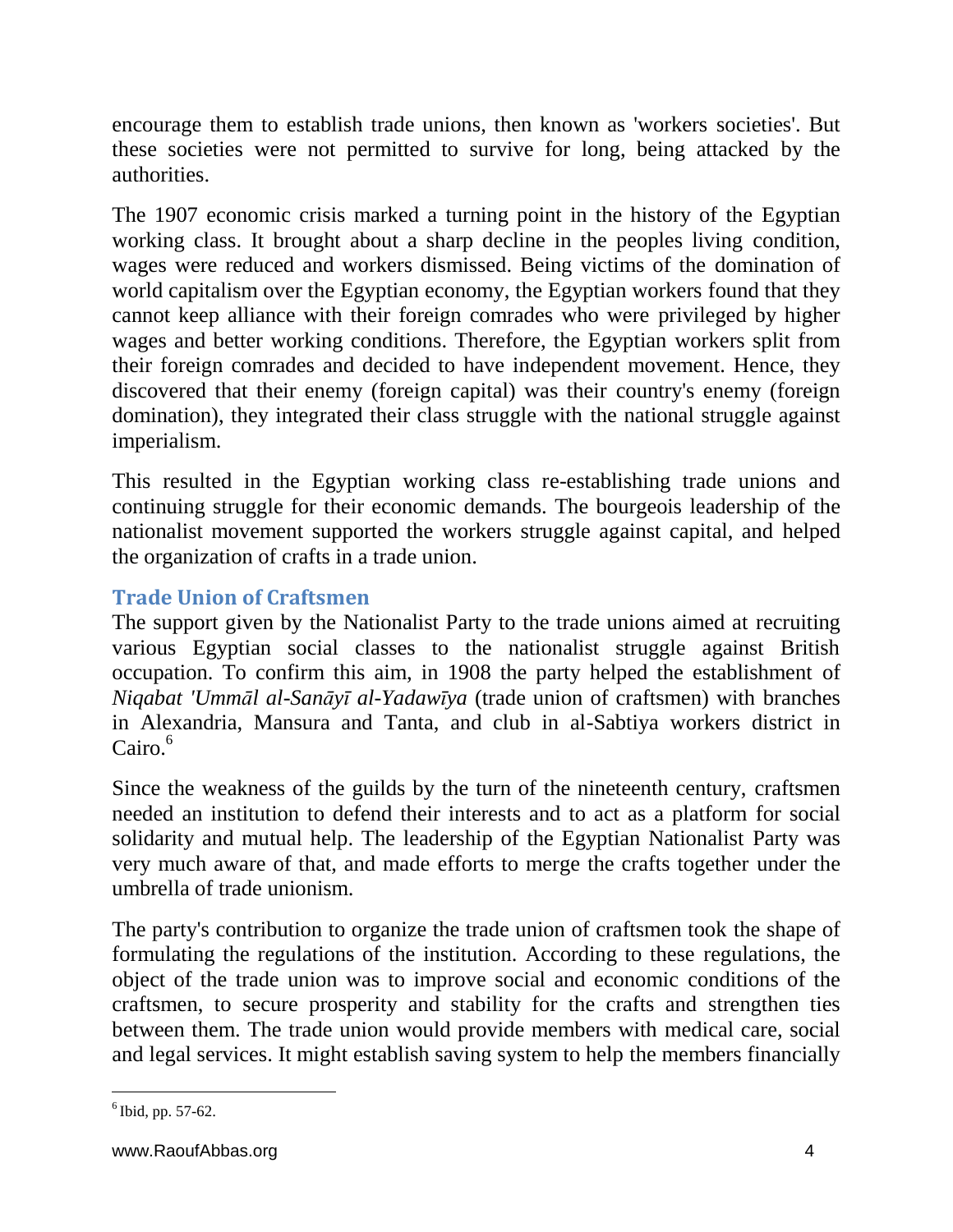encourage them to establish trade unions, then known as 'workers societies'. But these societies were not permitted to survive for long, being attacked by the authorities.

The 1907 economic crisis marked a turning point in the history of the Egyptian working class. It brought about a sharp decline in the peoples living condition, wages were reduced and workers dismissed. Being victims of the domination of world capitalism over the Egyptian economy, the Egyptian workers found that they cannot keep alliance with their foreign comrades who were privileged by higher wages and better working conditions. Therefore, the Egyptian workers split from their foreign comrades and decided to have independent movement. Hence, they discovered that their enemy (foreign capital) was their country's enemy (foreign domination), they integrated their class struggle with the national struggle against imperialism.

This resulted in the Egyptian working class re-establishing trade unions and continuing struggle for their economic demands. The bourgeois leadership of the nationalist movement supported the workers struggle against capital, and helped the organization of crafts in a trade union.

### Trade Union of Craftsmen

The support given by the Nationalist Party to the trade unions aimed at recruiting various Egyptian social classes to the nationalist struggle against British occupation. To confirm this aim, in 1908 the party helped the establishment of *Niqabat 'Ummāl al-Sanāyī al-Yadawīya* (trade union of craftsmen) with branches in Alexandria, Mansura and Tanta, and club in al-Sabtiya workers district in Cairo.[6]

Since the weakness of the guilds by the turn of the nineteenth century, craftsmen needed an institution to defend their interests and to act as a platform for social solidarity and mutual help. The leadership of the Egyptian Nationalist Party was very much aware of that, and made efforts to merge the crafts together under the umbrella of trade unionism.

The party's contribution to organize the trade union of craftsmen took the shape of formulating the regulations of the institution. According to these regulations, the object of the trade union was to improve social and economic conditions of the craftsmen, to secure prosperity and stability for the crafts and strengthen ties between them. The trade union would provide members with medical care, social and legal services. It might establish saving system to help the members financially

---

[6] Ibid, pp. 57-62.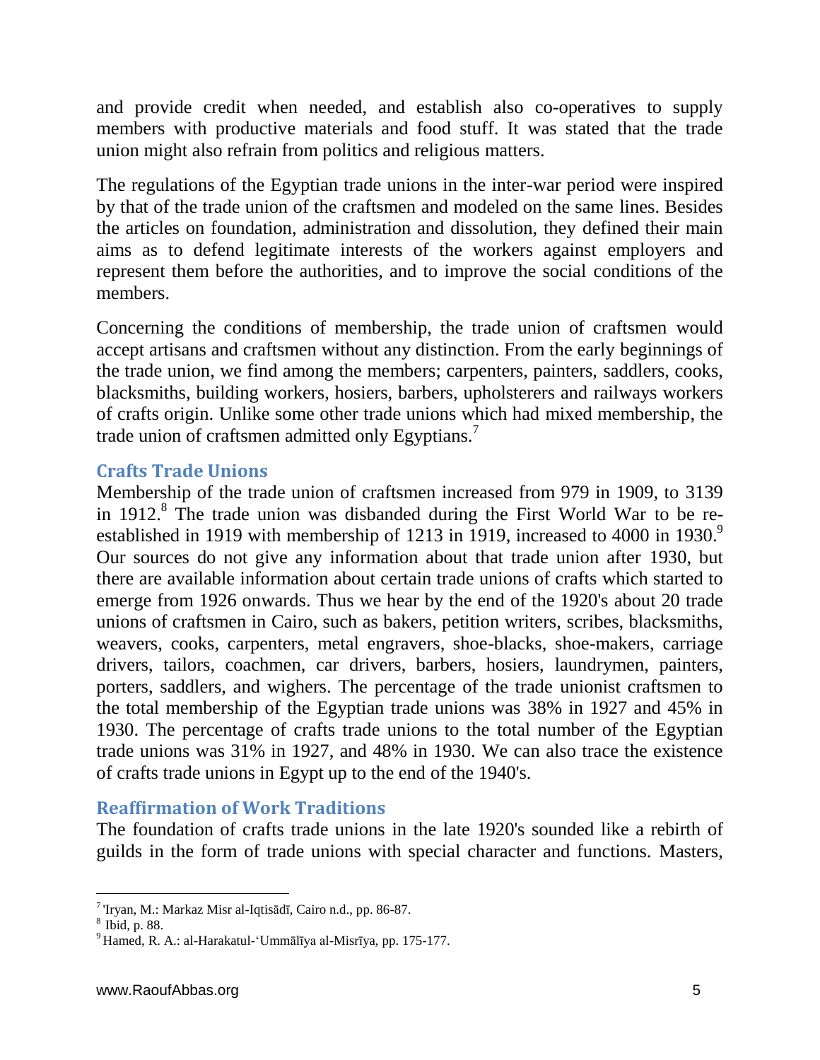and provide credit when needed, and establish also co-operatives to supply members with productive materials and food stuff. It was stated that the trade union might also refrain from politics and religious matters.

The regulations of the Egyptian trade unions in the inter-war period were inspired by that of the trade union of the craftsmen and modeled on the same lines. Besides the articles on foundation, administration and dissolution, they defined their main aims as to defend legitimate interests of the workers against employers and represent them before the authorities, and to improve the social conditions of the members.

Concerning the conditions of membership, the trade union of craftsmen would accept artisans and craftsmen without any distinction. From the early beginnings of the trade union, we find among the members; carpenters, painters, saddlers, cooks, blacksmiths, building workers, hosiers, barbers, upholsterers and railways workers of crafts origin. Unlike some other trade unions which had mixed membership, the trade union of craftsmen admitted only Egyptians.[7]

## Crafts Trade Unions

Membership of the trade union of craftsmen increased from 979 in 1909, to 3139 in 1912.[8] The trade union was disbanded during the First World War to be re-established in 1919 with membership of 1213 in 1919, increased to 4000 in 1930.[9] Our sources do not give any information about that trade union after 1930, but there are available information about certain trade unions of crafts which started to emerge from 1926 onwards. Thus we hear by the end of the 1920's about 20 trade unions of craftsmen in Cairo, such as bakers, petition writers, scribes, blacksmiths, weavers, cooks, carpenters, metal engravers, shoe-blacks, shoe-makers, carriage drivers, tailors, coachmen, car drivers, barbers, hosiers, laundrymen, painters, porters, saddlers, and wighers. The percentage of the trade unionist craftsmen to the total membership of the Egyptian trade unions was 38% in 1927 and 45% in 1930. The percentage of crafts trade unions to the total number of the Egyptian trade unions was 31% in 1927, and 48% in 1930. We can also trace the existence of crafts trade unions in Egypt up to the end of the 1940's.

## Reaffirmation of Work Traditions

The foundation of crafts trade unions in the late 1920's sounded like a rebirth of guilds in the form of trade unions with special character and functions. Masters,

---

[7] 'Iryan, M.: Markaz Misr al-Iqtisādī, Cairo n.d., pp. 86-87.

[8] Ibid, p. 88.

[9] Hamed, R. A.: al-Harakatul-'Ummālīya al-Misrīya, pp. 175-177.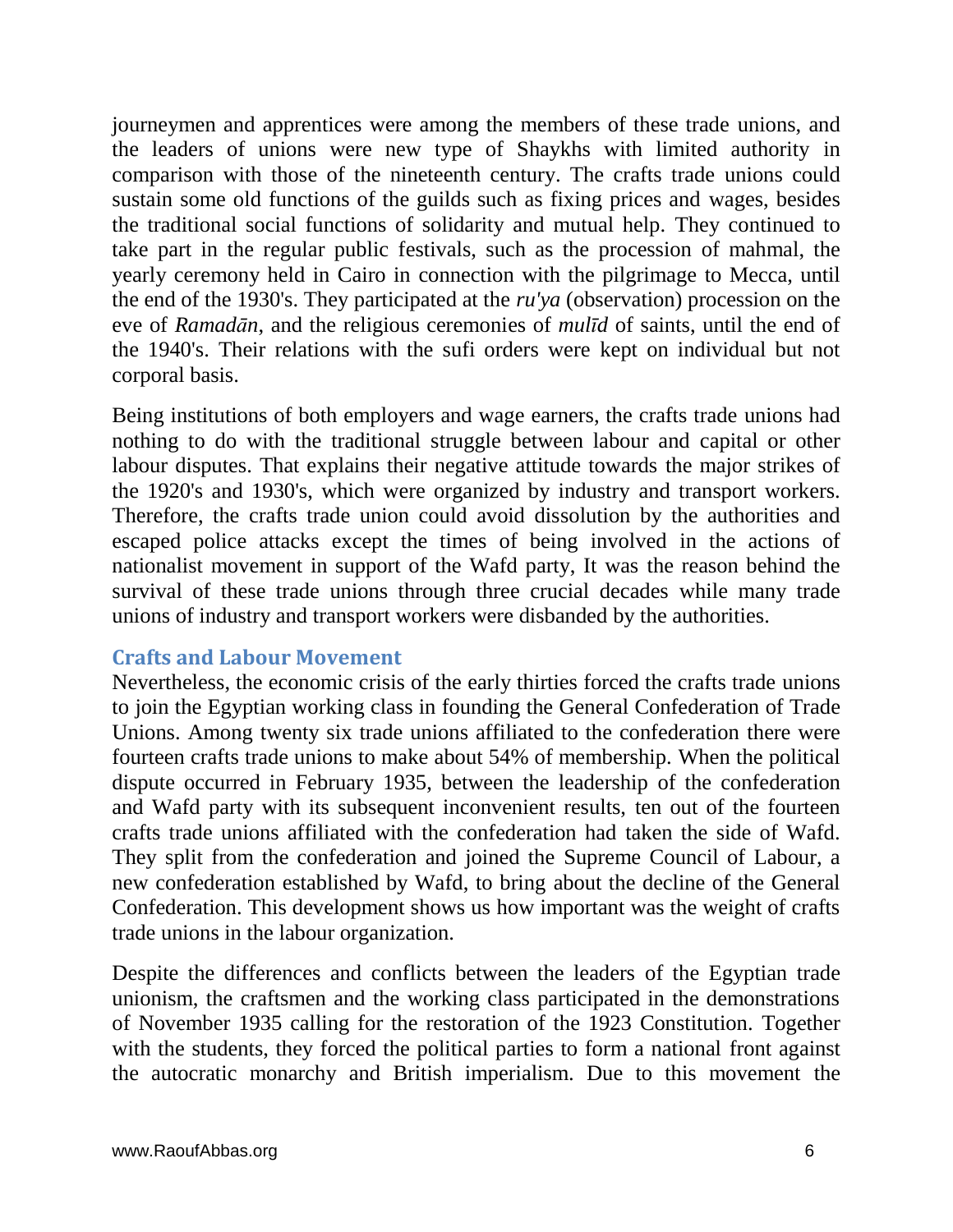journeymen and apprentices were among the members of these trade unions, and the leaders of unions were new type of Shaykhs with limited authority in comparison with those of the nineteenth century. The crafts trade unions could sustain some old functions of the guilds such as fixing prices and wages, besides the traditional social functions of solidarity and mutual help. They continued to take part in the regular public festivals, such as the procession of mahmal, the yearly ceremony held in Cairo in connection with the pilgrimage to Mecca, until the end of the 1930's. They participated at the *ru'ya* (observation) procession on the eve of *Ramadān*, and the religious ceremonies of *mulīd* of saints, until the end of the 1940's. Their relations with the sufi orders were kept on individual but not corporal basis.

Being institutions of both employers and wage earners, the crafts trade unions had nothing to do with the traditional struggle between labour and capital or other labour disputes. That explains their negative attitude towards the major strikes of the 1920's and 1930's, which were organized by industry and transport workers. Therefore, the crafts trade union could avoid dissolution by the authorities and escaped police attacks except the times of being involved in the actions of nationalist movement in support of the Wafd party, It was the reason behind the survival of these trade unions through three crucial decades while many trade unions of industry and transport workers were disbanded by the authorities.

## Crafts and Labour Movement

Nevertheless, the economic crisis of the early thirties forced the crafts trade unions to join the Egyptian working class in founding the General Confederation of Trade Unions. Among twenty six trade unions affiliated to the confederation there were fourteen crafts trade unions to make about 54% of membership. When the political dispute occurred in February 1935, between the leadership of the confederation and Wafd party with its subsequent inconvenient results, ten out of the fourteen crafts trade unions affiliated with the confederation had taken the side of Wafd. They split from the confederation and joined the Supreme Council of Labour, a new confederation established by Wafd, to bring about the decline of the General Confederation. This development shows us how important was the weight of crafts trade unions in the labour organization.

Despite the differences and conflicts between the leaders of the Egyptian trade unionism, the craftsmen and the working class participated in the demonstrations of November 1935 calling for the restoration of the 1923 Constitution. Together with the students, they forced the political parties to form a national front against the autocratic monarchy and British imperialism. Due to this movement the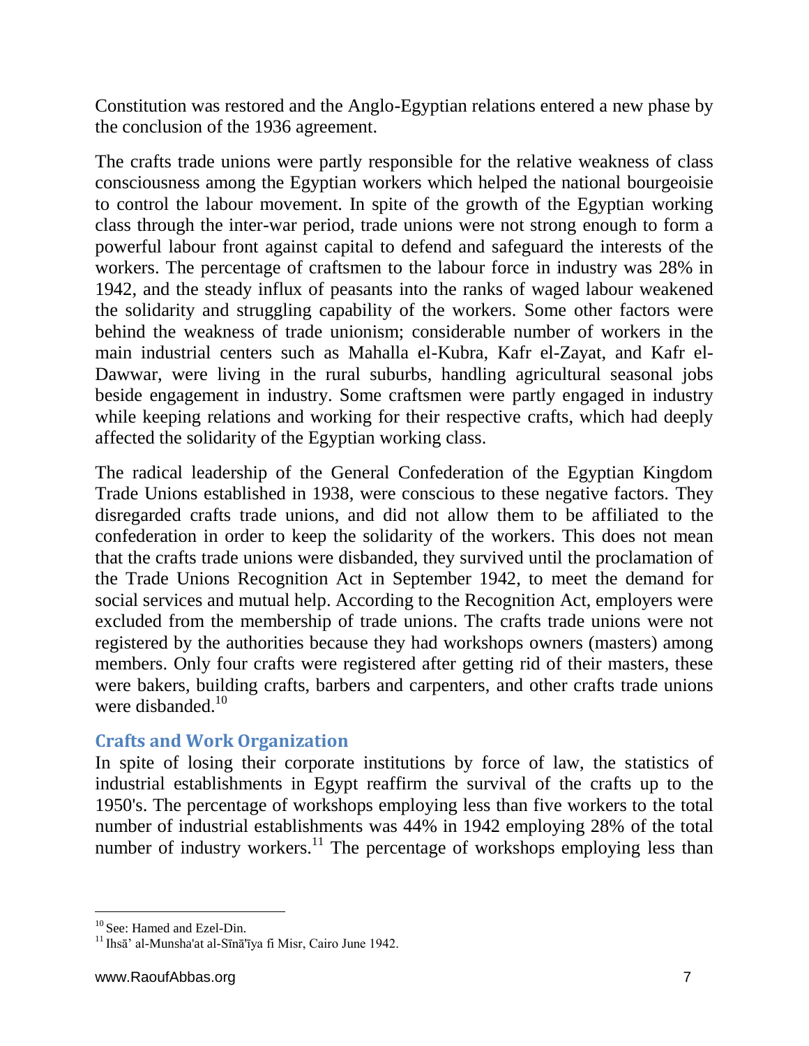Constitution was restored and the Anglo-Egyptian relations entered a new phase by the conclusion of the 1936 agreement.

The crafts trade unions were partly responsible for the relative weakness of class consciousness among the Egyptian workers which helped the national bourgeoisie to control the labour movement. In spite of the growth of the Egyptian working class through the inter-war period, trade unions were not strong enough to form a powerful labour front against capital to defend and safeguard the interests of the workers. The percentage of craftsmen to the labour force in industry was 28% in 1942, and the steady influx of peasants into the ranks of waged labour weakened the solidarity and struggling capability of the workers. Some other factors were behind the weakness of trade unionism; considerable number of workers in the main industrial centers such as Mahalla el-Kubra, Kafr el-Zayat, and Kafr el-Dawwar, were living in the rural suburbs, handling agricultural seasonal jobs beside engagement in industry. Some craftsmen were partly engaged in industry while keeping relations and working for their respective crafts, which had deeply affected the solidarity of the Egyptian working class.

The radical leadership of the General Confederation of the Egyptian Kingdom Trade Unions established in 1938, were conscious to these negative factors. They disregarded crafts trade unions, and did not allow them to be affiliated to the confederation in order to keep the solidarity of the workers. This does not mean that the crafts trade unions were disbanded, they survived until the proclamation of the Trade Unions Recognition Act in September 1942, to meet the demand for social services and mutual help. According to the Recognition Act, employers were excluded from the membership of trade unions. The crafts trade unions were not registered by the authorities because they had workshops owners (masters) among members. Only four crafts were registered after getting rid of their masters, these were bakers, building crafts, barbers and carpenters, and other crafts trade unions were disbanded.[10]

## Crafts and Work Organization

In spite of losing their corporate institutions by force of law, the statistics of industrial establishments in Egypt reaffirm the survival of the crafts up to the 1950's. The percentage of workshops employing less than five workers to the total number of industrial establishments was 44% in 1942 employing 28% of the total number of industry workers.[11] The percentage of workshops employing less than

---

[10] See: Hamed and Ezel-Din.

[11] Ihsā' al-Munsha'at al-Sīnā'īya fi Misr, Cairo June 1942.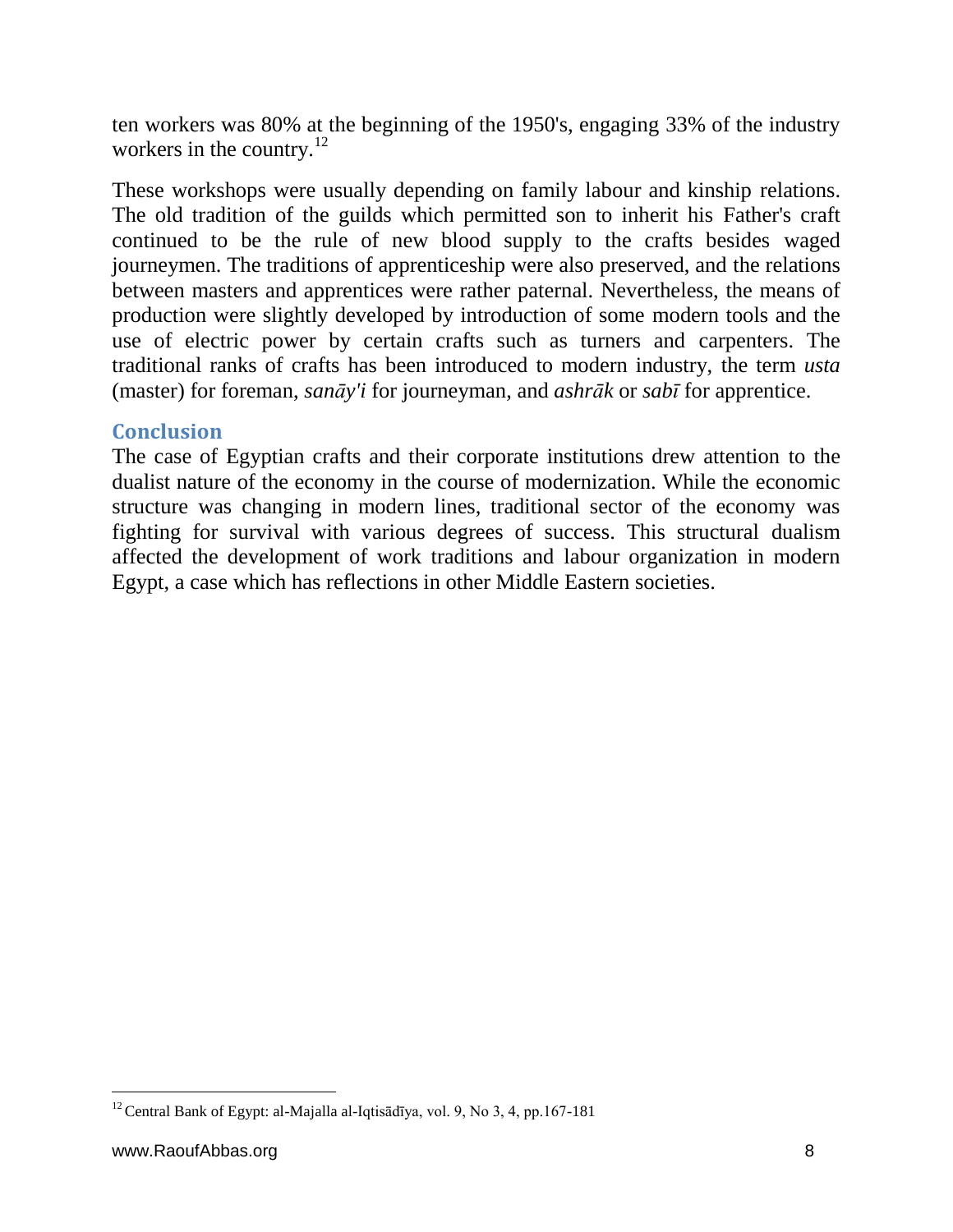ten workers was 80% at the beginning of the 1950's, engaging 33% of the industry workers in the country.[12]

These workshops were usually depending on family labour and kinship relations. The old tradition of the guilds which permitted son to inherit his Father's craft continued to be the rule of new blood supply to the crafts besides waged journeymen. The traditions of apprenticeship were also preserved, and the relations between masters and apprentices were rather paternal. Nevertheless, the means of production were slightly developed by introduction of some modern tools and the use of electric power by certain crafts such as turners and carpenters. The traditional ranks of crafts has been introduced to modern industry, the term *usta* (master) for foreman, *sanāy'i* for journeyman, and *ashrāk* or *sabī* for apprentice.

## Conclusion

The case of Egyptian crafts and their corporate institutions drew attention to the dualist nature of the economy in the course of modernization. While the economic structure was changing in modern lines, traditional sector of the economy was fighting for survival with various degrees of success. This structural dualism affected the development of work traditions and labour organization in modern Egypt, a case which has reflections in other Middle Eastern societies.

---

[12] Central Bank of Egypt: al-Majalla al-Iqtisādīya, vol. 9, No 3, 4, pp.167-181